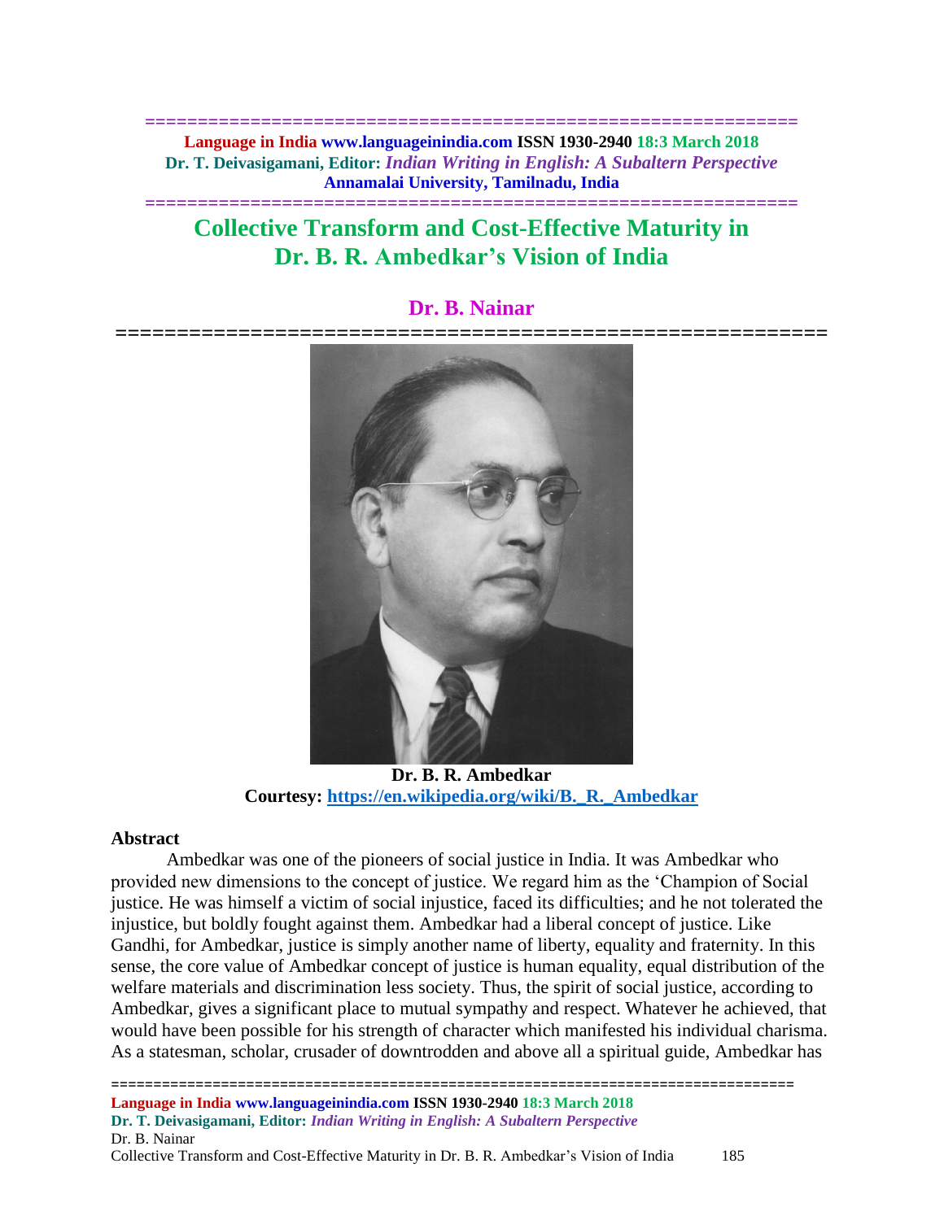# Collective Transform and Cost-Effective Maturity in Dr. B. R. Ambedkar's Vision of India

**Dr. B. Nainar**

**Dr. B. R. Ambedkar**
**Courtesy:** https://en.wikipedia.org/wiki/B._R._Ambedkar

## Abstract

Ambedkar was one of the pioneers of social justice in India. It was Ambedkar who provided new dimensions to the concept of justice. We regard him as the 'Champion of Social justice. He was himself a victim of social injustice, faced its difficulties; and he not tolerated the injustice, but boldly fought against them. Ambedkar had a liberal concept of justice. Like Gandhi, for Ambedkar, justice is simply another name of liberty, equality and fraternity. In this sense, the core value of Ambedkar concept of justice is human equality, equal distribution of the welfare materials and discrimination less society. Thus, the spirit of social justice, according to Ambedkar, gives a significant place to mutual sympathy and respect. Whatever he achieved, that would have been possible for his strength of character which manifested his individual charisma. As a statesman, scholar, crusader of downtrodden and above all a spiritual guide, Ambedkar has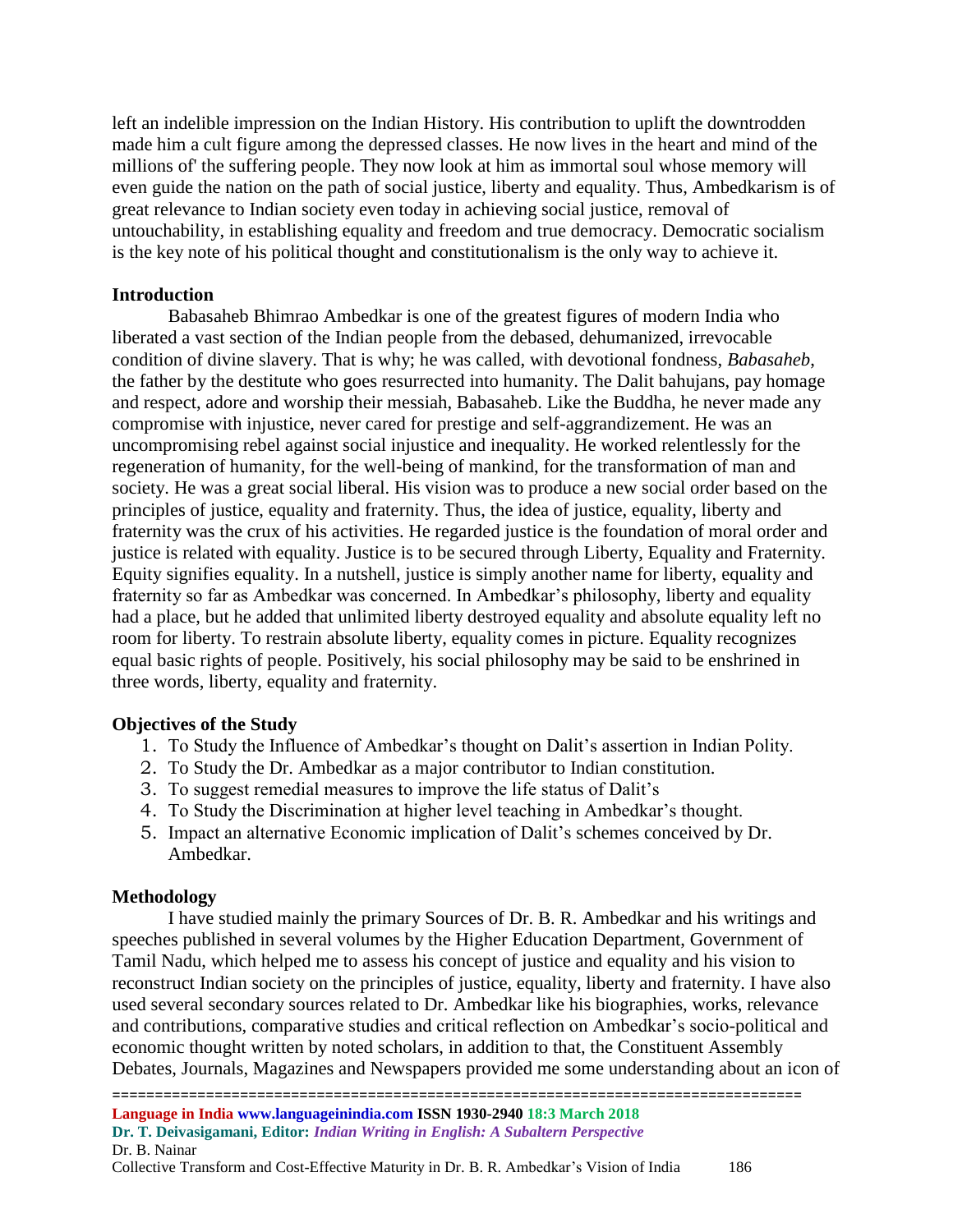left an indelible impression on the Indian History. His contribution to uplift the downtrodden made him a cult figure among the depressed classes. He now lives in the heart and mind of the millions of' the suffering people. They now look at him as immortal soul whose memory will even guide the nation on the path of social justice, liberty and equality. Thus, Ambedkarism is of great relevance to Indian society even today in achieving social justice, removal of untouchability, in establishing equality and freedom and true democracy. Democratic socialism is the key note of his political thought and constitutionalism is the only way to achieve it.

## Introduction

Babasaheb Bhimrao Ambedkar is one of the greatest figures of modern India who liberated a vast section of the Indian people from the debased, dehumanized, irrevocable condition of divine slavery. That is why; he was called, with devotional fondness, *Babasaheb*, the father by the destitute who goes resurrected into humanity. The Dalit bahujans, pay homage and respect, adore and worship their messiah, Babasaheb. Like the Buddha, he never made any compromise with injustice, never cared for prestige and self-aggrandizement. He was an uncompromising rebel against social injustice and inequality. He worked relentlessly for the regeneration of humanity, for the well-being of mankind, for the transformation of man and society. He was a great social liberal. His vision was to produce a new social order based on the principles of justice, equality and fraternity. Thus, the idea of justice, equality, liberty and fraternity was the crux of his activities. He regarded justice is the foundation of moral order and justice is related with equality. Justice is to be secured through Liberty, Equality and Fraternity. Equity signifies equality. In a nutshell, justice is simply another name for liberty, equality and fraternity so far as Ambedkar was concerned. In Ambedkar's philosophy, liberty and equality had a place, but he added that unlimited liberty destroyed equality and absolute equality left no room for liberty. To restrain absolute liberty, equality comes in picture. Equality recognizes equal basic rights of people. Positively, his social philosophy may be said to be enshrined in three words, liberty, equality and fraternity.

## Objectives of the Study

1. To Study the Influence of Ambedkar's thought on Dalit's assertion in Indian Polity.
2. To Study the Dr. Ambedkar as a major contributor to Indian constitution.
3. To suggest remedial measures to improve the life status of Dalit's
4. To Study the Discrimination at higher level teaching in Ambedkar's thought.
5. Impact an alternative Economic implication of Dalit's schemes conceived by Dr. Ambedkar.

## Methodology

I have studied mainly the primary Sources of Dr. B. R. Ambedkar and his writings and speeches published in several volumes by the Higher Education Department, Government of Tamil Nadu, which helped me to assess his concept of justice and equality and his vision to reconstruct Indian society on the principles of justice, equality, liberty and fraternity. I have also used several secondary sources related to Dr. Ambedkar like his biographies, works, relevance and contributions, comparative studies and critical reflection on Ambedkar's socio-political and economic thought written by noted scholars, in addition to that, the Constituent Assembly Debates, Journals, Magazines and Newspapers provided me some understanding about an icon of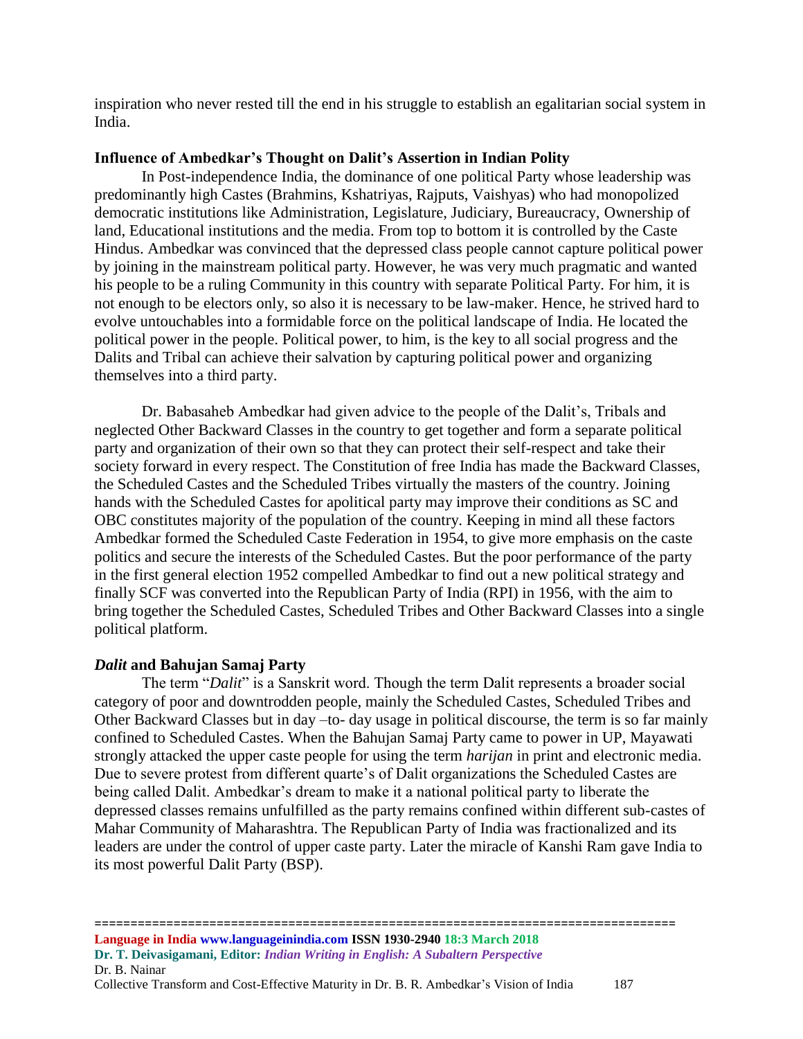inspiration who never rested till the end in his struggle to establish an egalitarian social system in India.

### Influence of Ambedkar's Thought on Dalit's Assertion in Indian Polity

In Post-independence India, the dominance of one political Party whose leadership was predominantly high Castes (Brahmins, Kshatriyas, Rajputs, Vaishyas) who had monopolized democratic institutions like Administration, Legislature, Judiciary, Bureaucracy, Ownership of land, Educational institutions and the media. From top to bottom it is controlled by the Caste Hindus. Ambedkar was convinced that the depressed class people cannot capture political power by joining in the mainstream political party. However, he was very much pragmatic and wanted his people to be a ruling Community in this country with separate Political Party. For him, it is not enough to be electors only, so also it is necessary to be law-maker. Hence, he strived hard to evolve untouchables into a formidable force on the political landscape of India. He located the political power in the people. Political power, to him, is the key to all social progress and the Dalits and Tribal can achieve their salvation by capturing political power and organizing themselves into a third party.

Dr. Babasaheb Ambedkar had given advice to the people of the Dalit's, Tribals and neglected Other Backward Classes in the country to get together and form a separate political party and organization of their own so that they can protect their self-respect and take their society forward in every respect. The Constitution of free India has made the Backward Classes, the Scheduled Castes and the Scheduled Tribes virtually the masters of the country. Joining hands with the Scheduled Castes for apolitical party may improve their conditions as SC and OBC constitutes majority of the population of the country. Keeping in mind all these factors Ambedkar formed the Scheduled Caste Federation in 1954, to give more emphasis on the caste politics and secure the interests of the Scheduled Castes. But the poor performance of the party in the first general election 1952 compelled Ambedkar to find out a new political strategy and finally SCF was converted into the Republican Party of India (RPI) in 1956, with the aim to bring together the Scheduled Castes, Scheduled Tribes and Other Backward Classes into a single political platform.

### *Dalit* and Bahujan Samaj Party

The term "*Dalit*" is a Sanskrit word. Though the term Dalit represents a broader social category of poor and downtrodden people, mainly the Scheduled Castes, Scheduled Tribes and Other Backward Classes but in day –to- day usage in political discourse, the term is so far mainly confined to Scheduled Castes. When the Bahujan Samaj Party came to power in UP, Mayawati strongly attacked the upper caste people for using the term *harijan* in print and electronic media. Due to severe protest from different quarte's of Dalit organizations the Scheduled Castes are being called Dalit. Ambedkar's dream to make it a national political party to liberate the depressed classes remains unfulfilled as the party remains confined within different sub-castes of Mahar Community of Maharashtra. The Republican Party of India was fractionalized and its leaders are under the control of upper caste party. Later the miracle of Kanshi Ram gave India to its most powerful Dalit Party (BSP).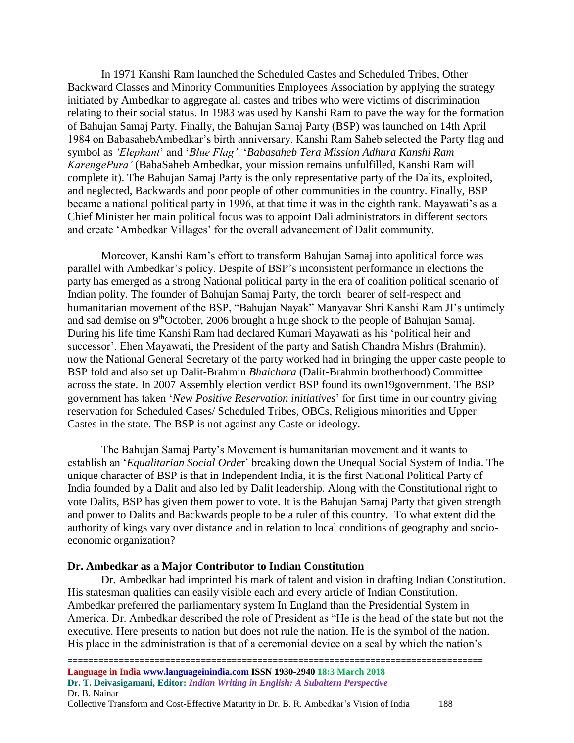In 1971 Kanshi Ram launched the Scheduled Castes and Scheduled Tribes, Other Backward Classes and Minority Communities Employees Association by applying the strategy initiated by Ambedkar to aggregate all castes and tribes who were victims of discrimination relating to their social status. In 1983 was used by Kanshi Ram to pave the way for the formation of Bahujan Samaj Party. Finally, the Bahujan Samaj Party (BSP) was launched on 14th April 1984 on BabasahebAmbedkar's birth anniversary. Kanshi Ram Saheb selected the Party flag and symbol as *'Elephant*' and '*Blue Flag'*. '*Babasaheb Tera Mission Adhura Kanshi Ram KarengePura'* (BabaSaheb Ambedkar, your mission remains unfulfilled, Kanshi Ram will complete it). The Bahujan Samaj Party is the only representative party of the Dalits, exploited, and neglected, Backwards and poor people of other communities in the country. Finally, BSP became a national political party in 1996, at that time it was in the eighth rank. Mayawati's as a Chief Minister her main political focus was to appoint Dali administrators in different sectors and create 'Ambedkar Villages' for the overall advancement of Dalit community.

Moreover, Kanshi Ram's effort to transform Bahujan Samaj into apolitical force was parallel with Ambedkar's policy. Despite of BSP's inconsistent performance in elections the party has emerged as a strong National political party in the era of coalition political scenario of Indian polity. The founder of Bahujan Samaj Party, the torch–bearer of self-respect and humanitarian movement of the BSP, "Bahujan Nayak" Manyavar Shri Kanshi Ram JI's untimely and sad demise on 9thOctober, 2006 brought a huge shock to the people of Bahujan Samaj. During his life time Kanshi Ram had declared Kumari Mayawati as his 'political heir and successor'. Ehen Mayawati, the President of the party and Satish Chandra Mishrs (Brahmin), now the National General Secretary of the party worked had in bringing the upper caste people to BSP fold and also set up Dalit-Brahmin *Bhaichara* (Dalit-Brahmin brotherhood) Committee across the state. In 2007 Assembly election verdict BSP found its own19government. The BSP government has taken '*New Positive Reservation initiatives*' for first time in our country giving reservation for Scheduled Cases/ Scheduled Tribes, OBCs, Religious minorities and Upper Castes in the state. The BSP is not against any Caste or ideology.

The Bahujan Samaj Party's Movement is humanitarian movement and it wants to establish an '*Equalitarian Social Orde*r' breaking down the Unequal Social System of India. The unique character of BSP is that in Independent India, it is the first National Political Party of India founded by a Dalit and also led by Dalit leadership. Along with the Constitutional right to vote Dalits, BSP has given them power to vote. It is the Bahujan Samaj Party that given strength and power to Dalits and Backwards people to be a ruler of this country. To what extent did the authority of kings vary over distance and in relation to local conditions of geography and socio-economic organization?

## Dr. Ambedkar as a Major Contributor to Indian Constitution

Dr. Ambedkar had imprinted his mark of talent and vision in drafting Indian Constitution. His statesman qualities can easily visible each and every article of Indian Constitution. Ambedkar preferred the parliamentary system In England than the Presidential System in America. Dr. Ambedkar described the role of President as "He is the head of the state but not the executive. Here presents to nation but does not rule the nation. He is the symbol of the nation. His place in the administration is that of a ceremonial device on a seal by which the nation's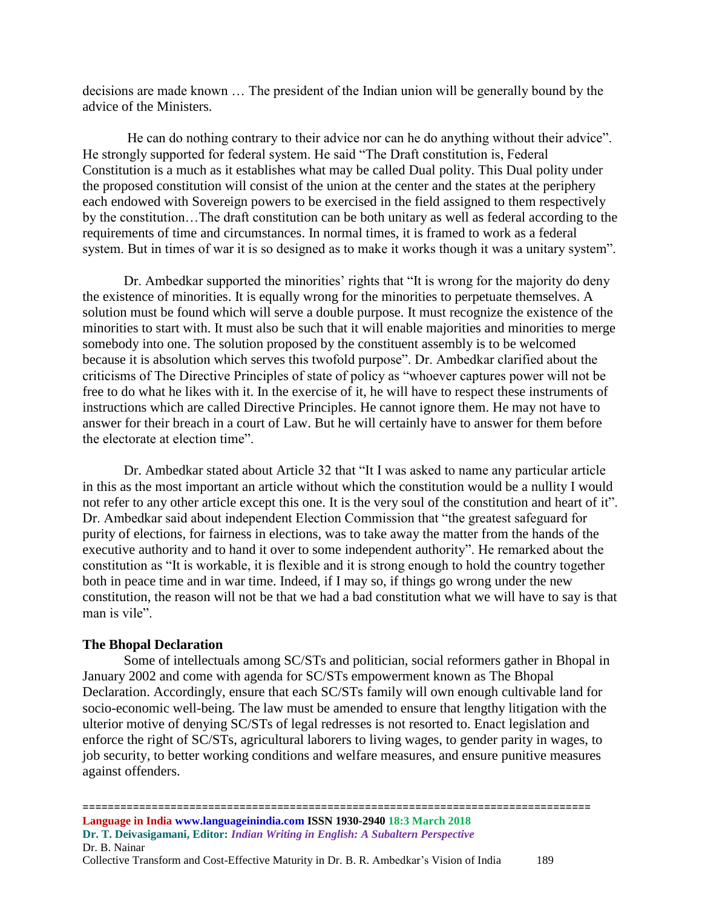decisions are made known … The president of the Indian union will be generally bound by the advice of the Ministers.

He can do nothing contrary to their advice nor can he do anything without their advice". He strongly supported for federal system. He said "The Draft constitution is, Federal Constitution is a much as it establishes what may be called Dual polity. This Dual polity under the proposed constitution will consist of the union at the center and the states at the periphery each endowed with Sovereign powers to be exercised in the field assigned to them respectively by the constitution…The draft constitution can be both unitary as well as federal according to the requirements of time and circumstances. In normal times, it is framed to work as a federal system. But in times of war it is so designed as to make it works though it was a unitary system".

Dr. Ambedkar supported the minorities' rights that "It is wrong for the majority do deny the existence of minorities. It is equally wrong for the minorities to perpetuate themselves. A solution must be found which will serve a double purpose. It must recognize the existence of the minorities to start with. It must also be such that it will enable majorities and minorities to merge somebody into one. The solution proposed by the constituent assembly is to be welcomed because it is absolution which serves this twofold purpose". Dr. Ambedkar clarified about the criticisms of The Directive Principles of state of policy as "whoever captures power will not be free to do what he likes with it. In the exercise of it, he will have to respect these instruments of instructions which are called Directive Principles. He cannot ignore them. He may not have to answer for their breach in a court of Law. But he will certainly have to answer for them before the electorate at election time".

Dr. Ambedkar stated about Article 32 that "It I was asked to name any particular article in this as the most important an article without which the constitution would be a nullity I would not refer to any other article except this one. It is the very soul of the constitution and heart of it". Dr. Ambedkar said about independent Election Commission that "the greatest safeguard for purity of elections, for fairness in elections, was to take away the matter from the hands of the executive authority and to hand it over to some independent authority". He remarked about the constitution as "It is workable, it is flexible and it is strong enough to hold the country together both in peace time and in war time. Indeed, if I may so, if things go wrong under the new constitution, the reason will not be that we had a bad constitution what we will have to say is that man is vile".

**The Bhopal Declaration**

Some of intellectuals among SC/STs and politician, social reformers gather in Bhopal in January 2002 and come with agenda for SC/STs empowerment known as The Bhopal Declaration. Accordingly, ensure that each SC/STs family will own enough cultivable land for socio-economic well-being. The law must be amended to ensure that lengthy litigation with the ulterior motive of denying SC/STs of legal redresses is not resorted to. Enact legislation and enforce the right of SC/STs, agricultural laborers to living wages, to gender parity in wages, to job security, to better working conditions and welfare measures, and ensure punitive measures against offenders.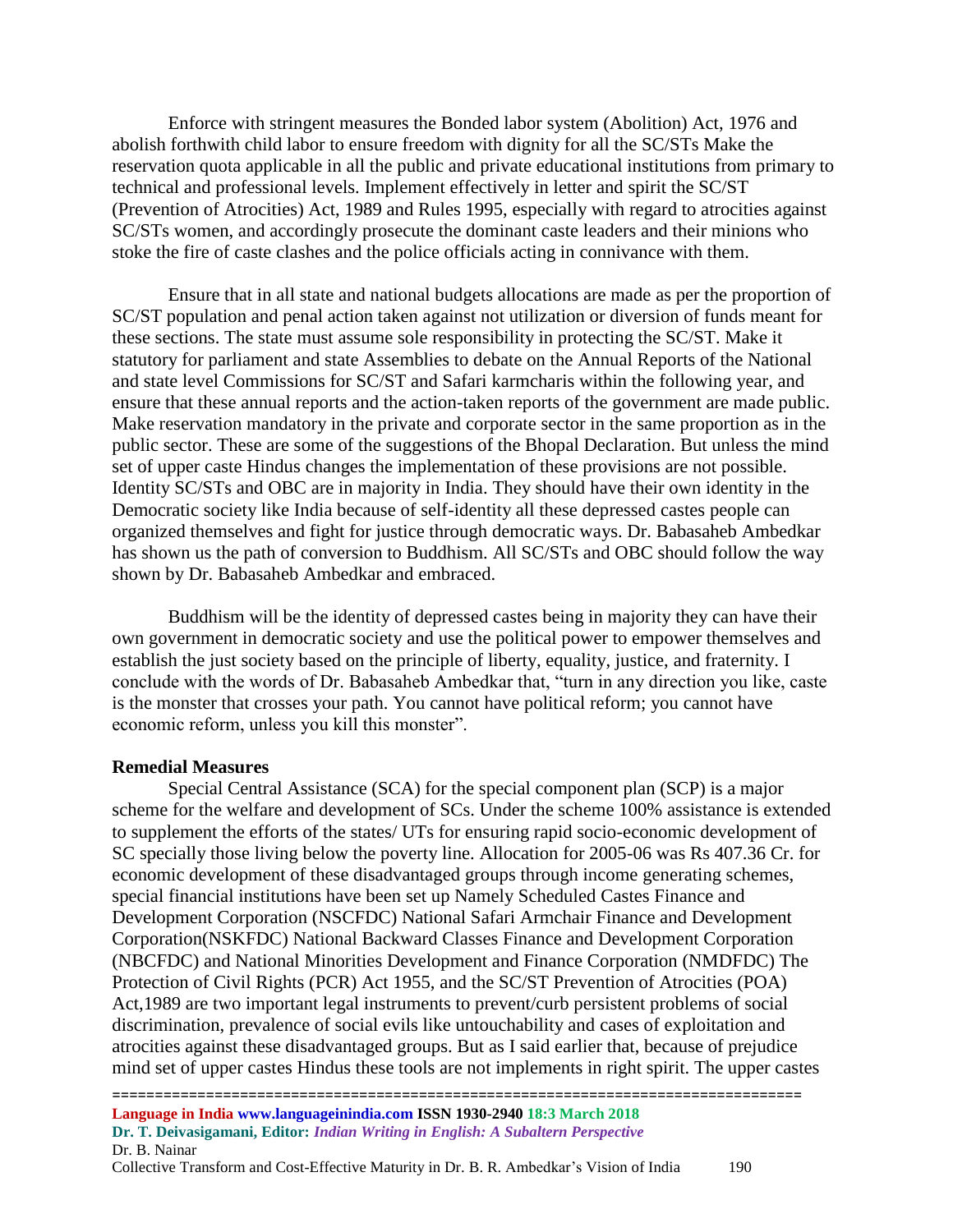Enforce with stringent measures the Bonded labor system (Abolition) Act, 1976 and abolish forthwith child labor to ensure freedom with dignity for all the SC/STs Make the reservation quota applicable in all the public and private educational institutions from primary to technical and professional levels. Implement effectively in letter and spirit the SC/ST (Prevention of Atrocities) Act, 1989 and Rules 1995, especially with regard to atrocities against SC/STs women, and accordingly prosecute the dominant caste leaders and their minions who stoke the fire of caste clashes and the police officials acting in connivance with them.

Ensure that in all state and national budgets allocations are made as per the proportion of SC/ST population and penal action taken against not utilization or diversion of funds meant for these sections. The state must assume sole responsibility in protecting the SC/ST. Make it statutory for parliament and state Assemblies to debate on the Annual Reports of the National and state level Commissions for SC/ST and Safari karmcharis within the following year, and ensure that these annual reports and the action-taken reports of the government are made public. Make reservation mandatory in the private and corporate sector in the same proportion as in the public sector. These are some of the suggestions of the Bhopal Declaration. But unless the mind set of upper caste Hindus changes the implementation of these provisions are not possible. Identity SC/STs and OBC are in majority in India. They should have their own identity in the Democratic society like India because of self-identity all these depressed castes people can organized themselves and fight for justice through democratic ways. Dr. Babasaheb Ambedkar has shown us the path of conversion to Buddhism. All SC/STs and OBC should follow the way shown by Dr. Babasaheb Ambedkar and embraced.

Buddhism will be the identity of depressed castes being in majority they can have their own government in democratic society and use the political power to empower themselves and establish the just society based on the principle of liberty, equality, justice, and fraternity. I conclude with the words of Dr. Babasaheb Ambedkar that, “turn in any direction you like, caste is the monster that crosses your path. You cannot have political reform; you cannot have economic reform, unless you kill this monster”.

**Remedial Measures**

Special Central Assistance (SCA) for the special component plan (SCP) is a major scheme for the welfare and development of SCs. Under the scheme 100% assistance is extended to supplement the efforts of the states/ UTs for ensuring rapid socio-economic development of SC specially those living below the poverty line. Allocation for 2005-06 was Rs 407.36 Cr. for economic development of these disadvantaged groups through income generating schemes, special financial institutions have been set up Namely Scheduled Castes Finance and Development Corporation (NSCFDC) National Safari Armchair Finance and Development Corporation(NSKFDC) National Backward Classes Finance and Development Corporation (NBCFDC) and National Minorities Development and Finance Corporation (NMDFDC) The Protection of Civil Rights (PCR) Act 1955, and the SC/ST Prevention of Atrocities (POA) Act,1989 are two important legal instruments to prevent/curb persistent problems of social discrimination, prevalence of social evils like untouchability and cases of exploitation and atrocities against these disadvantaged groups. But as I said earlier that, because of prejudice mind set of upper castes Hindus these tools are not implements in right spirit. The upper castes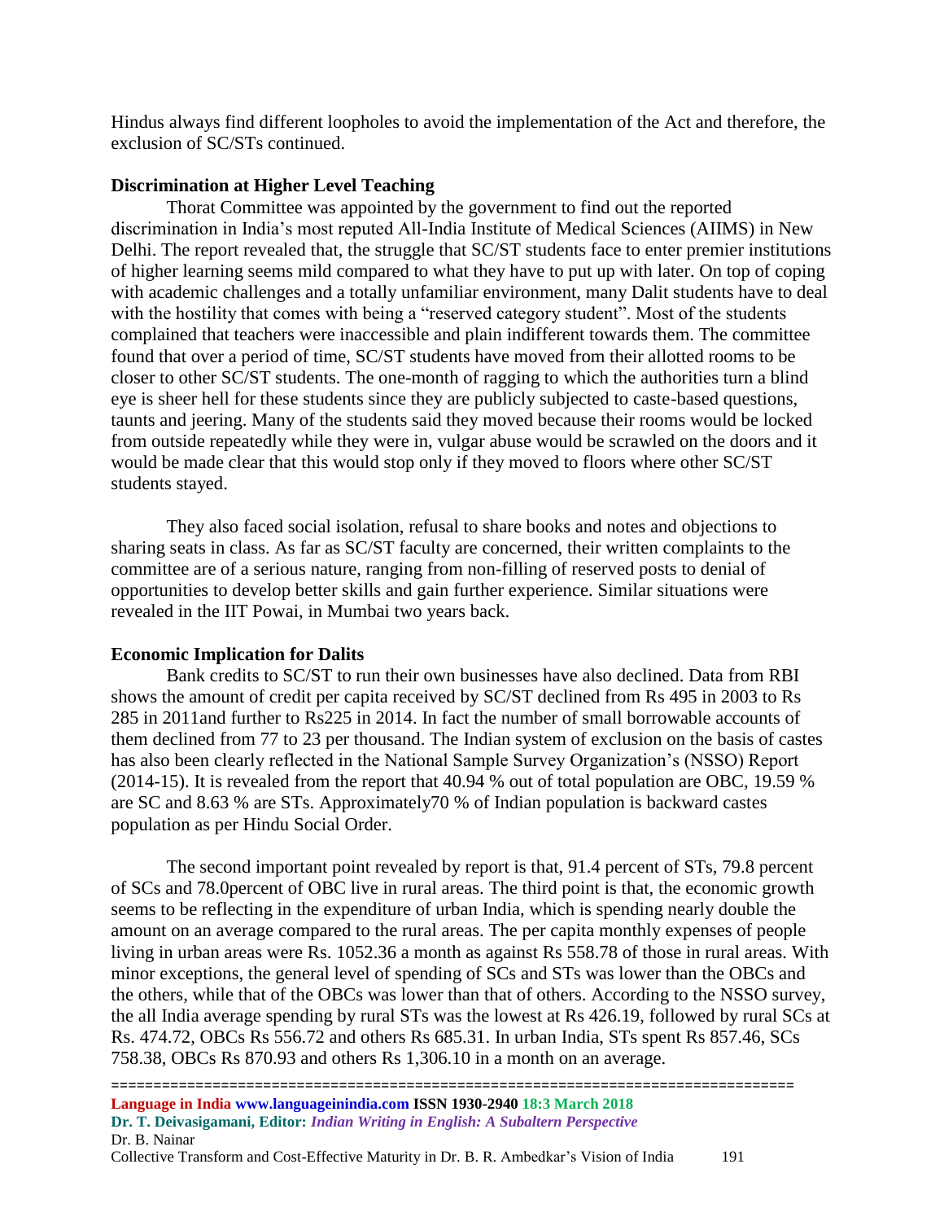Hindus always find different loopholes to avoid the implementation of the Act and therefore, the exclusion of SC/STs continued.

**Discrimination at Higher Level Teaching**

Thorat Committee was appointed by the government to find out the reported discrimination in India's most reputed All-India Institute of Medical Sciences (AIIMS) in New Delhi. The report revealed that, the struggle that SC/ST students face to enter premier institutions of higher learning seems mild compared to what they have to put up with later. On top of coping with academic challenges and a totally unfamiliar environment, many Dalit students have to deal with the hostility that comes with being a "reserved category student". Most of the students complained that teachers were inaccessible and plain indifferent towards them. The committee found that over a period of time, SC/ST students have moved from their allotted rooms to be closer to other SC/ST students. The one-month of ragging to which the authorities turn a blind eye is sheer hell for these students since they are publicly subjected to caste-based questions, taunts and jeering. Many of the students said they moved because their rooms would be locked from outside repeatedly while they were in, vulgar abuse would be scrawled on the doors and it would be made clear that this would stop only if they moved to floors where other SC/ST students stayed.

They also faced social isolation, refusal to share books and notes and objections to sharing seats in class. As far as SC/ST faculty are concerned, their written complaints to the committee are of a serious nature, ranging from non-filling of reserved posts to denial of opportunities to develop better skills and gain further experience. Similar situations were revealed in the IIT Powai, in Mumbai two years back.

**Economic Implication for Dalits**

Bank credits to SC/ST to run their own businesses have also declined. Data from RBI shows the amount of credit per capita received by SC/ST declined from Rs 495 in 2003 to Rs 285 in 2011and further to Rs225 in 2014. In fact the number of small borrowable accounts of them declined from 77 to 23 per thousand. The Indian system of exclusion on the basis of castes has also been clearly reflected in the National Sample Survey Organization's (NSSO) Report (2014-15). It is revealed from the report that 40.94 % out of total population are OBC, 19.59 % are SC and 8.63 % are STs. Approximately70 % of Indian population is backward castes population as per Hindu Social Order.

The second important point revealed by report is that, 91.4 percent of STs, 79.8 percent of SCs and 78.0percent of OBC live in rural areas. The third point is that, the economic growth seems to be reflecting in the expenditure of urban India, which is spending nearly double the amount on an average compared to the rural areas. The per capita monthly expenses of people living in urban areas were Rs. 1052.36 a month as against Rs 558.78 of those in rural areas. With minor exceptions, the general level of spending of SCs and STs was lower than the OBCs and the others, while that of the OBCs was lower than that of others. According to the NSSO survey, the all India average spending by rural STs was the lowest at Rs 426.19, followed by rural SCs at Rs. 474.72, OBCs Rs 556.72 and others Rs 685.31. In urban India, STs spent Rs 857.46, SCs 758.38, OBCs Rs 870.93 and others Rs 1,306.10 in a month on an average.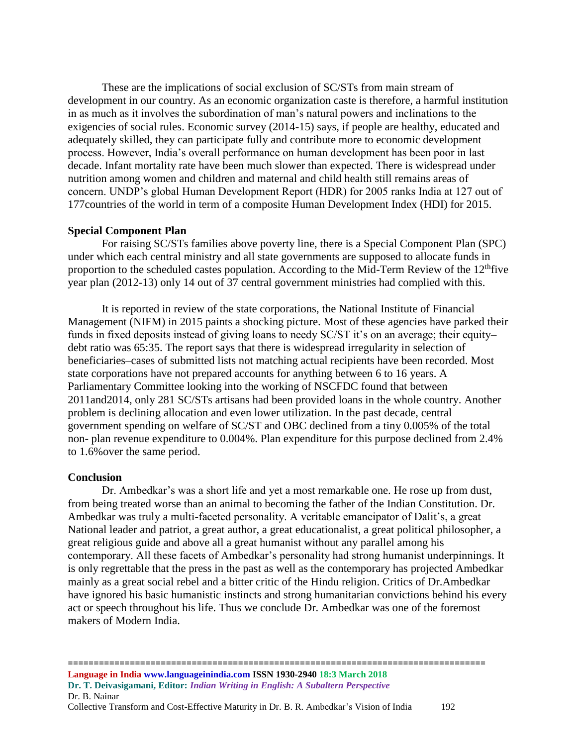These are the implications of social exclusion of SC/STs from main stream of development in our country. As an economic organization caste is therefore, a harmful institution in as much as it involves the subordination of man's natural powers and inclinations to the exigencies of social rules. Economic survey (2014-15) says, if people are healthy, educated and adequately skilled, they can participate fully and contribute more to economic development process. However, India's overall performance on human development has been poor in last decade. Infant mortality rate have been much slower than expected. There is widespread under nutrition among women and children and maternal and child health still remains areas of concern. UNDP's global Human Development Report (HDR) for 2005 ranks India at 127 out of 177countries of the world in term of a composite Human Development Index (HDI) for 2015.

**Special Component Plan**

For raising SC/STs families above poverty line, there is a Special Component Plan (SPC) under which each central ministry and all state governments are supposed to allocate funds in proportion to the scheduled castes population. According to the Mid-Term Review of the 12thfive year plan (2012-13) only 14 out of 37 central government ministries had complied with this.

It is reported in review of the state corporations, the National Institute of Financial Management (NIFM) in 2015 paints a shocking picture. Most of these agencies have parked their funds in fixed deposits instead of giving loans to needy SC/ST it's on an average; their equity–debt ratio was 65:35. The report says that there is widespread irregularity in selection of beneficiaries–cases of submitted lists not matching actual recipients have been recorded. Most state corporations have not prepared accounts for anything between 6 to 16 years. A Parliamentary Committee looking into the working of NSCFDC found that between 2011and2014, only 281 SC/STs artisans had been provided loans in the whole country. Another problem is declining allocation and even lower utilization. In the past decade, central government spending on welfare of SC/ST and OBC declined from a tiny 0.005% of the total non- plan revenue expenditure to 0.004%. Plan expenditure for this purpose declined from 2.4% to 1.6%over the same period.

**Conclusion**

Dr. Ambedkar's was a short life and yet a most remarkable one. He rose up from dust, from being treated worse than an animal to becoming the father of the Indian Constitution. Dr. Ambedkar was truly a multi-faceted personality. A veritable emancipator of Dalit's, a great National leader and patriot, a great author, a great educationalist, a great political philosopher, a great religious guide and above all a great humanist without any parallel among his contemporary. All these facets of Ambedkar's personality had strong humanist underpinnings. It is only regrettable that the press in the past as well as the contemporary has projected Ambedkar mainly as a great social rebel and a bitter critic of the Hindu religion. Critics of Dr.Ambedkar have ignored his basic humanistic instincts and strong humanitarian convictions behind his every act or speech throughout his life. Thus we conclude Dr. Ambedkar was one of the foremost makers of Modern India.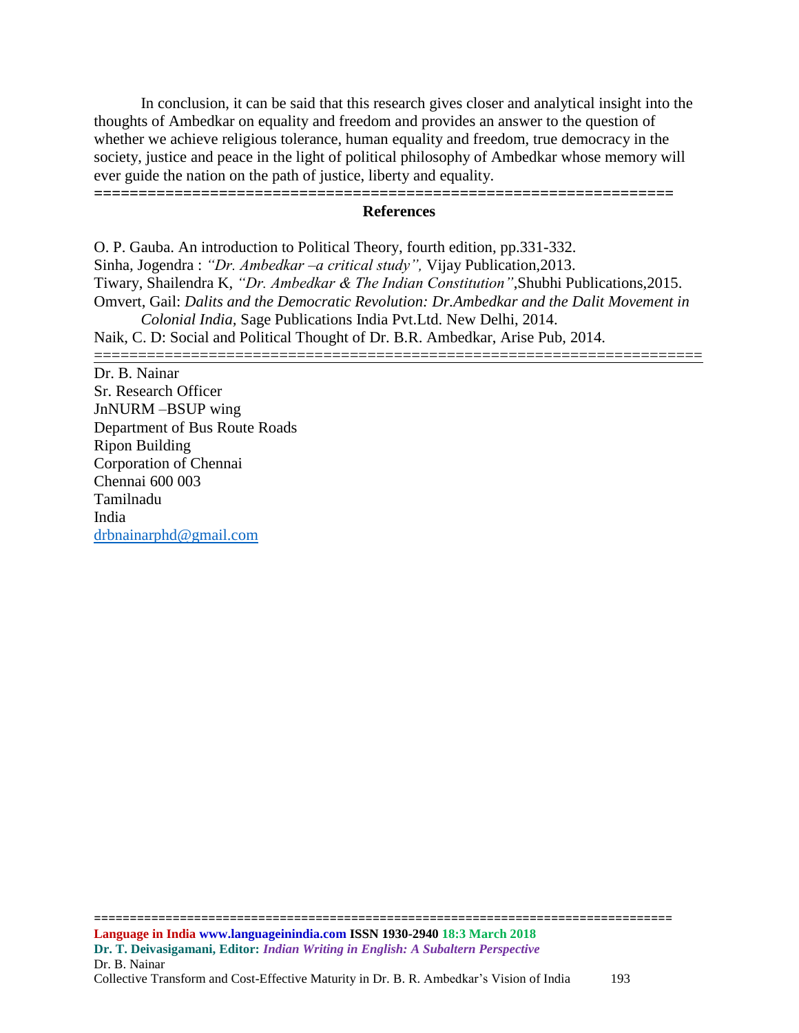In conclusion, it can be said that this research gives closer and analytical insight into the thoughts of Ambedkar on equality and freedom and provides an answer to the question of whether we achieve religious tolerance, human equality and freedom, true democracy in the society, justice and peace in the light of political philosophy of Ambedkar whose memory will ever guide the nation on the path of justice, liberty and equality.

================================================================

## References

O. P. Gauba. An introduction to Political Theory, fourth edition, pp.331-332.

Sinha, Jogendra : *"Dr. Ambedkar –a critical study",* Vijay Publication,2013.

Tiwary, Shailendra K, *"Dr. Ambedkar & The Indian Constitution"*,Shubhi Publications,2015.

Omvert, Gail: *Dalits and the Democratic Revolution: Dr.Ambedkar and the Dalit Movement in Colonial India,* Sage Publications India Pvt.Ltd. New Delhi, 2014.

Naik, C. D: Social and Political Thought of Dr. B.R. Ambedkar, Arise Pub, 2014.

================================================================

Dr. B. Nainar
Sr. Research Officer
JnNURM –BSUP wing
Department of Bus Route Roads
Ripon Building
Corporation of Chennai
Chennai 600 003
Tamilnadu
India
drbnainarphd@gmail.com